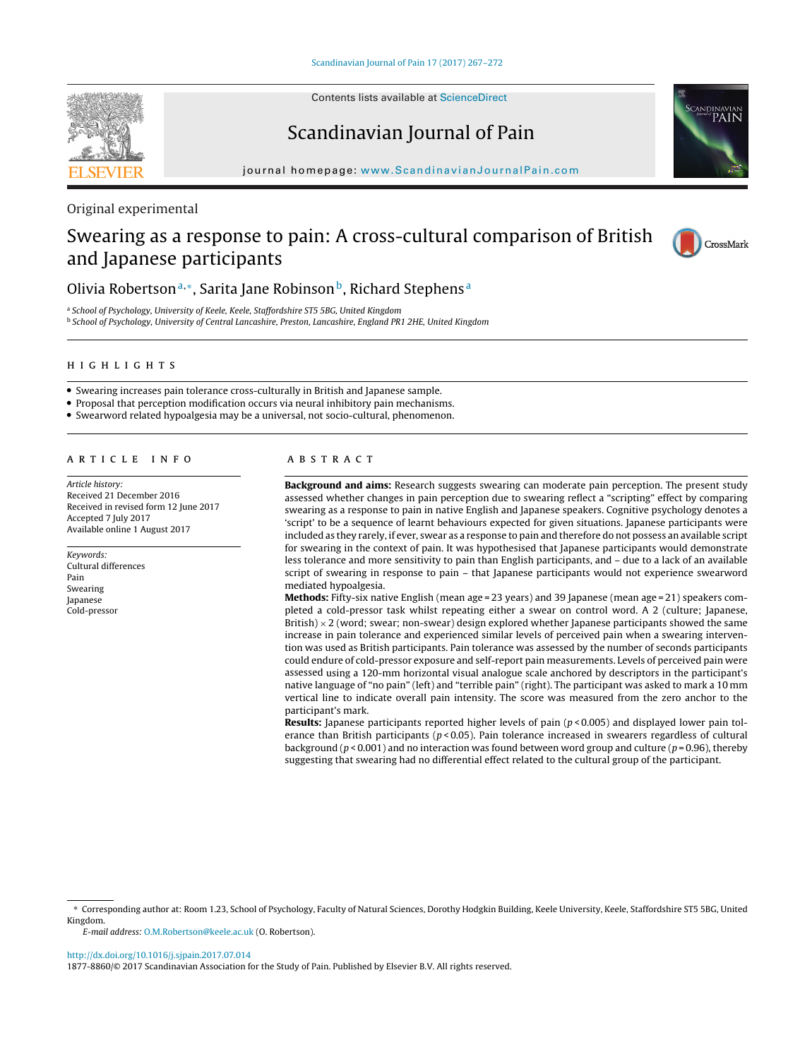Original experimental

# Swearing as a response to pain: A cross-cultural comparison of British and Japanese participants

Olivia Robertson[a,*], Sarita Jane Robinson[b], Richard Stephens[a]

[a] School of Psychology, University of Keele, Keele, Staffordshire ST5 5BG, United Kingdom
[b] School of Psychology, University of Central Lancashire, Preston, Lancashire, England PR1 2HE, United Kingdom

## HIGHLIGHTS

- Swearing increases pain tolerance cross-culturally in British and Japanese sample.
- Proposal that perception modification occurs via neural inhibitory pain mechanisms.
- Swearword related hypoalgesia may be a universal, not socio-cultural, phenomenon.

## ARTICLE INFO

*Article history:*
Received 21 December 2016
Received in revised form 12 June 2017
Accepted 7 July 2017
Available online 1 August 2017

*Keywords:*
Cultural differences
Pain
Swearing
Japanese
Cold-pressor

## ABSTRACT

**Background and aims:** Research suggests swearing can moderate pain perception. The present study assessed whether changes in pain perception due to swearing reflect a "scripting" effect by comparing swearing as a response to pain in native English and Japanese speakers. Cognitive psychology denotes a 'script' to be a sequence of learnt behaviours expected for given situations. Japanese participants were included as they rarely, if ever, swear as a response to pain and therefore do not possess an available script for swearing in the context of pain. It was hypothesised that Japanese participants would demonstrate less tolerance and more sensitivity to pain than English participants, and – due to a lack of an available script of swearing in response to pain – that Japanese participants would not experience swearword mediated hypoalgesia.

**Methods:** Fifty-six native English (mean age = 23 years) and 39 Japanese (mean age = 21) speakers completed a cold-pressor task whilst repeating either a swear on control word. A 2 (culture; Japanese, British) × 2 (word; swear; non-swear) design explored whether Japanese participants showed the same increase in pain tolerance and experienced similar levels of perceived pain when a swearing intervention was used as British participants. Pain tolerance was assessed by the number of seconds participants could endure of cold-pressor exposure and self-report pain measurements. Levels of perceived pain were assessed using a 120-mm horizontal visual analogue scale anchored by descriptors in the participant's native language of "no pain" (left) and "terrible pain" (right). The participant was asked to mark a 10 mm vertical line to indicate overall pain intensity. The score was measured from the zero anchor to the participant's mark.

**Results:** Japanese participants reported higher levels of pain ($p < 0.005$) and displayed lower pain tolerance than British participants ($p < 0.05$). Pain tolerance increased in swearers regardless of cultural background ($p < 0.001$) and no interaction was found between word group and culture ($p = 0.96$), thereby suggesting that swearing had no differential effect related to the cultural group of the participant.

\* Corresponding author at: Room 1.23, School of Psychology, Faculty of Natural Sciences, Dorothy Hodgkin Building, Keele University, Keele, Staffordshire ST5 5BG, United Kingdom.
*E-mail address:* O.M.Robertson@keele.ac.uk (O. Robertson).

http://dx.doi.org/10.1016/j.sjpain.2017.07.014
1877-8860/© 2017 Scandinavian Association for the Study of Pain. Published by Elsevier B.V. All rights reserved.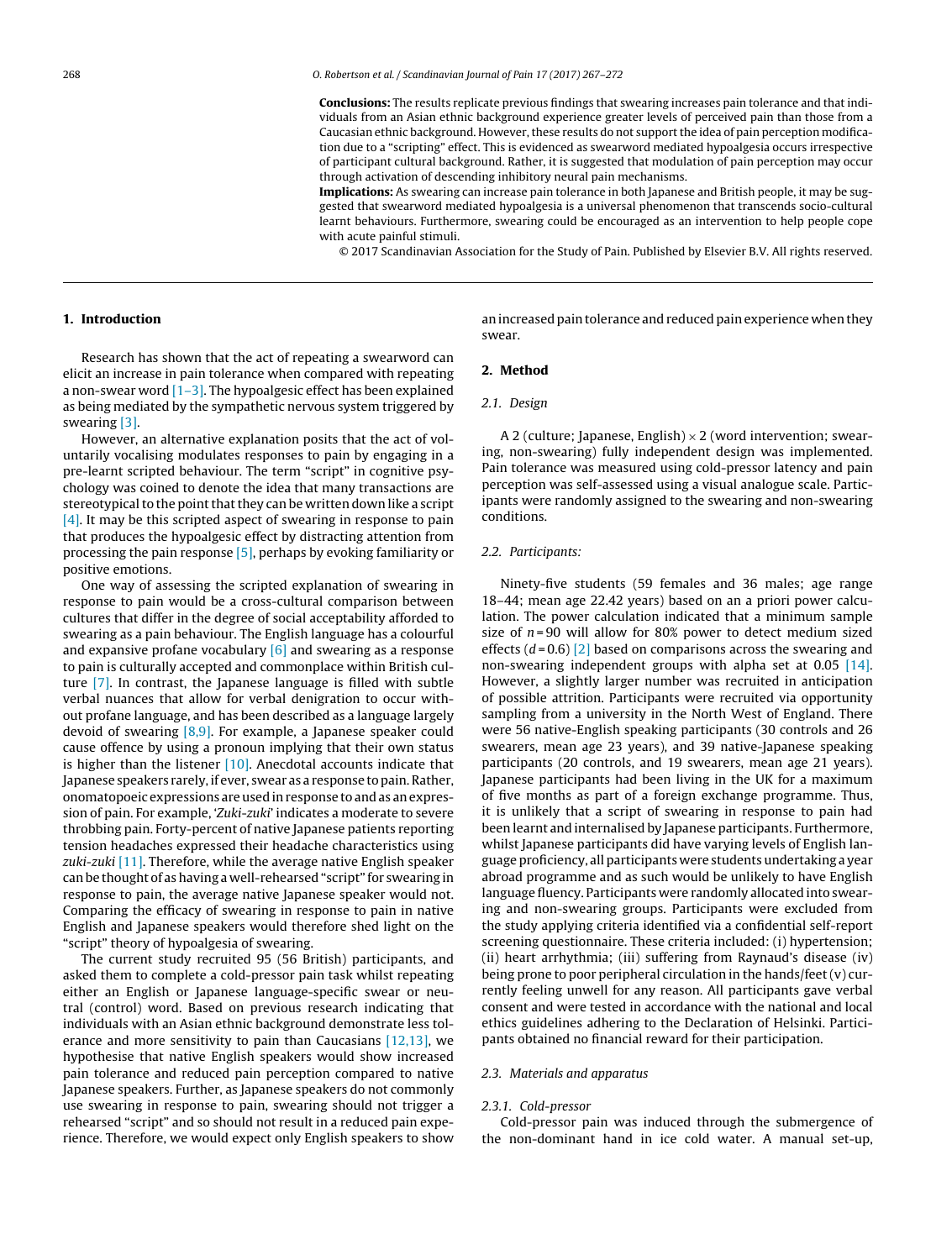**Conclusions:** The results replicate previous findings that swearing increases pain tolerance and that individuals from an Asian ethnic background experience greater levels of perceived pain than those from a Caucasian ethnic background. However, these results do not support the idea of pain perception modification due to a "scripting" effect. This is evidenced as swearword mediated hypoalgesia occurs irrespective of participant cultural background. Rather, it is suggested that modulation of pain perception may occur through activation of descending inhibitory neural pain mechanisms.

**Implications:** As swearing can increase pain tolerance in both Japanese and British people, it may be suggested that swearword mediated hypoalgesia is a universal phenomenon that transcends socio-cultural learnt behaviours. Furthermore, swearing could be encouraged as an intervention to help people cope with acute painful stimuli.

© 2017 Scandinavian Association for the Study of Pain. Published by Elsevier B.V. All rights reserved.

## 1. Introduction

Research has shown that the act of repeating a swearword can elicit an increase in pain tolerance when compared with repeating a non-swear word [1–3]. The hypoalgesic effect has been explained as being mediated by the sympathetic nervous system triggered by swearing [3].

However, an alternative explanation posits that the act of voluntarily vocalising modulates responses to pain by engaging in a pre-learnt scripted behaviour. The term "script" in cognitive psychology was coined to denote the idea that many transactions are stereotypical to the point that they can be written down like a script [4]. It may be this scripted aspect of swearing in response to pain that produces the hypoalgesic effect by distracting attention from processing the pain response [5], perhaps by evoking familiarity or positive emotions.

One way of assessing the scripted explanation of swearing in response to pain would be a cross-cultural comparison between cultures that differ in the degree of social acceptability afforded to swearing as a pain behaviour. The English language has a colourful and expansive profane vocabulary [6] and swearing as a response to pain is culturally accepted and commonplace within British culture [7]. In contrast, the Japanese language is filled with subtle verbal nuances that allow for verbal denigration to occur without profane language, and has been described as a language largely devoid of swearing [8,9]. For example, a Japanese speaker could cause offence by using a pronoun implying that their own status is higher than the listener [10]. Anecdotal accounts indicate that Japanese speakers rarely, if ever, swear as a response to pain. Rather, onomatopoeic expressions are used in response to and as an expression of pain. For example, '*Zuki-zuki*' indicates a moderate to severe throbbing pain. Forty-percent of native Japanese patients reporting tension headaches expressed their headache characteristics using *zuki-zuki* [11]. Therefore, while the average native English speaker can be thought of as having a well-rehearsed "script" for swearing in response to pain, the average native Japanese speaker would not. Comparing the efficacy of swearing in response to pain in native English and Japanese speakers would therefore shed light on the "script" theory of hypoalgesia of swearing.

The current study recruited 95 (56 British) participants, and asked them to complete a cold-pressor pain task whilst repeating either an English or Japanese language-specific swear or neutral (control) word. Based on previous research indicating that individuals with an Asian ethnic background demonstrate less tolerance and more sensitivity to pain than Caucasians [12,13], we hypothesise that native English speakers would show increased pain tolerance and reduced pain perception compared to native Japanese speakers. Further, as Japanese speakers do not commonly use swearing in response to pain, swearing should not trigger a rehearsed "script" and so should not result in a reduced pain experience. Therefore, we would expect only English speakers to show an increased pain tolerance and reduced pain experience when they swear.

## 2. Method

### 2.1. Design

A 2 (culture; Japanese, English) × 2 (word intervention; swearing, non-swearing) fully independent design was implemented. Pain tolerance was measured using cold-pressor latency and pain perception was self-assessed using a visual analogue scale. Participants were randomly assigned to the swearing and non-swearing conditions.

### 2.2. Participants:

Ninety-five students (59 females and 36 males; age range 18–44; mean age 22.42 years) based on an a priori power calculation. The power calculation indicated that a minimum sample size of $n = 90$ will allow for 80% power to detect medium sized effects ($d = 0.6$) [2] based on comparisons across the swearing and non-swearing independent groups with alpha set at 0.05 [14]. However, a slightly larger number was recruited in anticipation of possible attrition. Participants were recruited via opportunity sampling from a university in the North West of England. There were 56 native-English speaking participants (30 controls and 26 swearers, mean age 23 years), and 39 native-Japanese speaking participants (20 controls, and 19 swearers, mean age 21 years). Japanese participants had been living in the UK for a maximum of five months as part of a foreign exchange programme. Thus, it is unlikely that a script of swearing in response to pain had been learnt and internalised by Japanese participants. Furthermore, whilst Japanese participants did have varying levels of English language proficiency, all participants were students undertaking a year abroad programme and as such would be unlikely to have English language fluency. Participants were randomly allocated into swearing and non-swearing groups. Participants were excluded from the study applying criteria identified via a confidential self-report screening questionnaire. These criteria included: (i) hypertension; (ii) heart arrhythmia; (iii) suffering from Raynaud's disease (iv) being prone to poor peripheral circulation in the hands/feet (v) currently feeling unwell for any reason. All participants gave verbal consent and were tested in accordance with the national and local ethics guidelines adhering to the Declaration of Helsinki. Participants obtained no financial reward for their participation.

### 2.3. Materials and apparatus

#### 2.3.1. Cold-pressor

Cold-pressor pain was induced through the submergence of the non-dominant hand in ice cold water. A manual set-up,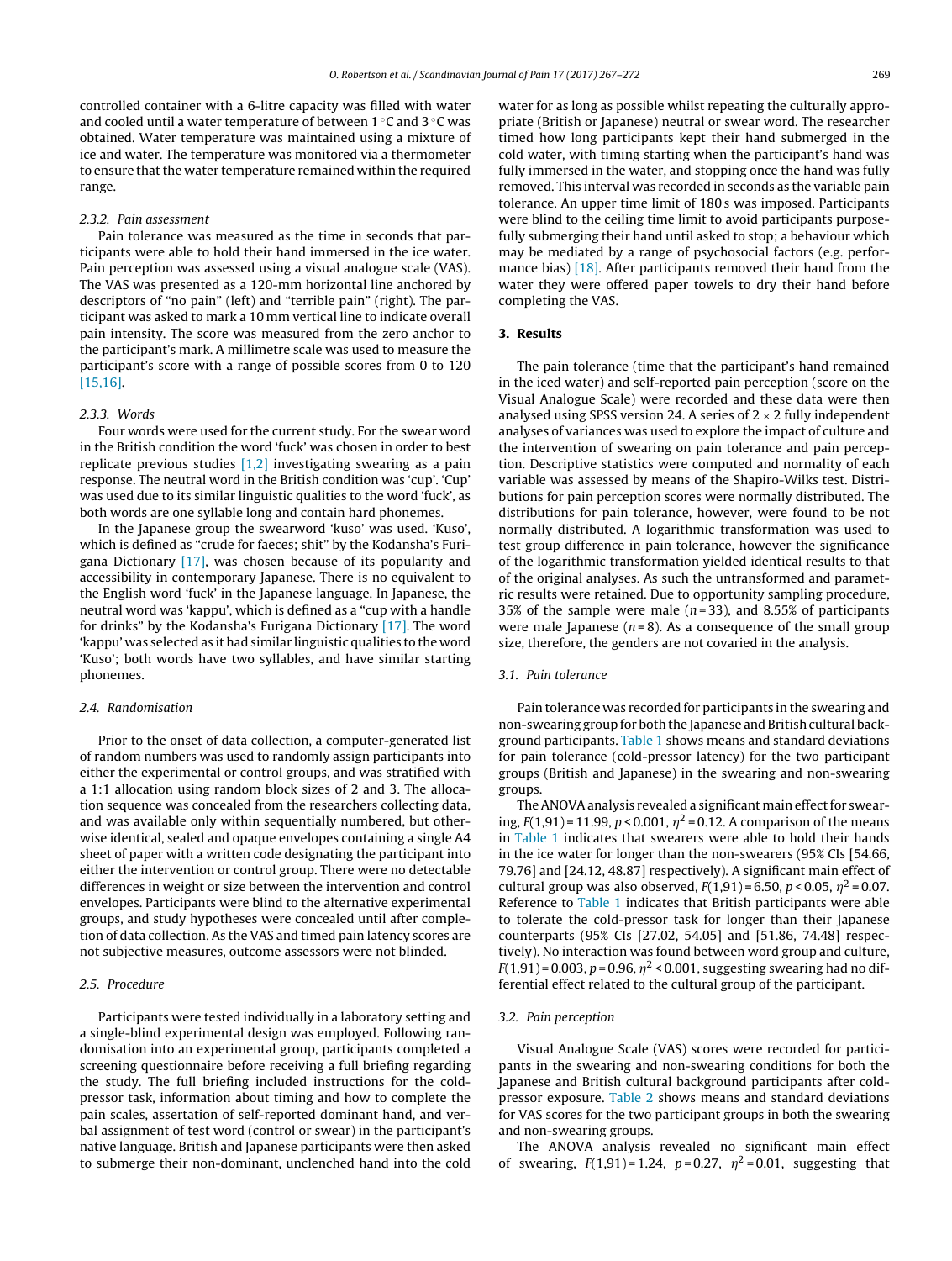controlled container with a 6-litre capacity was filled with water and cooled until a water temperature of between 1 °C and 3 °C was obtained. Water temperature was maintained using a mixture of ice and water. The temperature was monitored via a thermometer to ensure that the water temperature remained within the required range.

#### 2.3.2. Pain assessment

Pain tolerance was measured as the time in seconds that participants were able to hold their hand immersed in the ice water. Pain perception was assessed using a visual analogue scale (VAS). The VAS was presented as a 120-mm horizontal line anchored by descriptors of "no pain" (left) and "terrible pain" (right). The participant was asked to mark a 10 mm vertical line to indicate overall pain intensity. The score was measured from the zero anchor to the participant's mark. A millimetre scale was used to measure the participant's score with a range of possible scores from 0 to 120 [15,16].

#### 2.3.3. Words

Four words were used for the current study. For the swear word in the British condition the word 'fuck' was chosen in order to best replicate previous studies [1,2] investigating swearing as a pain response. The neutral word in the British condition was 'cup'. 'Cup' was used due to its similar linguistic qualities to the word 'fuck', as both words are one syllable long and contain hard phonemes.

In the Japanese group the swearword 'kuso' was used. 'Kuso', which is defined as "crude for faeces; shit" by the Kodansha's Furigana Dictionary [17], was chosen because of its popularity and accessibility in contemporary Japanese. There is no equivalent to the English word 'fuck' in the Japanese language. In Japanese, the neutral word was 'kappu', which is defined as a "cup with a handle for drinks" by the Kodansha's Furigana Dictionary [17]. The word 'kappu' was selected as it had similar linguistic qualities to the word 'Kuso'; both words have two syllables, and have similar starting phonemes.

### 2.4. Randomisation

Prior to the onset of data collection, a computer-generated list of random numbers was used to randomly assign participants into either the experimental or control groups, and was stratified with a 1:1 allocation using random block sizes of 2 and 3. The allocation sequence was concealed from the researchers collecting data, and was available only within sequentially numbered, but otherwise identical, sealed and opaque envelopes containing a single A4 sheet of paper with a written code designating the participant into either the intervention or control group. There were no detectable differences in weight or size between the intervention and control envelopes. Participants were blind to the alternative experimental groups, and study hypotheses were concealed until after completion of data collection. As the VAS and timed pain latency scores are not subjective measures, outcome assessors were not blinded.

### 2.5. Procedure

Participants were tested individually in a laboratory setting and a single-blind experimental design was employed. Following randomisation into an experimental group, participants completed a screening questionnaire before receiving a full briefing regarding the study. The full briefing included instructions for the cold-pressor task, information about timing and how to complete the pain scales, assertation of self-reported dominant hand, and verbal assignment of test word (control or swear) in the participant's native language. British and Japanese participants were then asked to submerge their non-dominant, unclenched hand into the cold water for as long as possible whilst repeating the culturally appropriate (British or Japanese) neutral or swear word. The researcher timed how long participants kept their hand submerged in the cold water, with timing starting when the participant's hand was fully immersed in the water, and stopping once the hand was fully removed. This interval was recorded in seconds as the variable pain tolerance. An upper time limit of 180 s was imposed. Participants were blind to the ceiling time limit to avoid participants purposefully submerging their hand until asked to stop; a behaviour which may be mediated by a range of psychosocial factors (e.g. performance bias) [18]. After participants removed their hand from the water they were offered paper towels to dry their hand before completing the VAS.

## 3. Results

The pain tolerance (time that the participant's hand remained in the iced water) and self-reported pain perception (score on the Visual Analogue Scale) were recorded and these data were then analysed using SPSS version 24. A series of 2 × 2 fully independent analyses of variances was used to explore the impact of culture and the intervention of swearing on pain tolerance and pain perception. Descriptive statistics were computed and normality of each variable was assessed by means of the Shapiro-Wilks test. Distributions for pain perception scores were normally distributed. The distributions for pain tolerance, however, were found to be not normally distributed. A logarithmic transformation was used to test group difference in pain tolerance, however the significance of the logarithmic transformation yielded identical results to that of the original analyses. As such the untransformed and parametric results were retained. Due to opportunity sampling procedure, 35% of the sample were male ($n = 33$), and 8.55% of participants were male Japanese ($n = 8$). As a consequence of the small group size, therefore, the genders are not covaried in the analysis.

### 3.1. Pain tolerance

Pain tolerance was recorded for participants in the swearing and non-swearing group for both the Japanese and British cultural background participants. Table 1 shows means and standard deviations for pain tolerance (cold-pressor latency) for the two participant groups (British and Japanese) in the swearing and non-swearing groups.

The ANOVA analysis revealed a significant main effect for swearing, $F(1,91) = 11.99$, $p < 0.001$, $\eta^2 = 0.12$. A comparison of the means in Table 1 indicates that swearers were able to hold their hands in the ice water for longer than the non-swearers (95% CIs [54.66, 79.76] and [24.12, 48.87] respectively). A significant main effect of cultural group was also observed, $F(1,91) = 6.50$, $p < 0.05$, $\eta^2 = 0.07$. Reference to Table 1 indicates that British participants were able to tolerate the cold-pressor task for longer than their Japanese counterparts (95% CIs [27.02, 54.05] and [51.86, 74.48] respectively). No interaction was found between word group and culture, $F(1,91) = 0.003$, $p = 0.96$, $\eta^2 < 0.001$, suggesting swearing had no differential effect related to the cultural group of the participant.

### 3.2. Pain perception

Visual Analogue Scale (VAS) scores were recorded for participants in the swearing and non-swearing conditions for both the Japanese and British cultural background participants after cold-pressor exposure. Table 2 shows means and standard deviations for VAS scores for the two participant groups in both the swearing and non-swearing groups.

The ANOVA analysis revealed no significant main effect of swearing, $F(1,91) = 1.24$, $p = 0.27$, $\eta^2 = 0.01$, suggesting that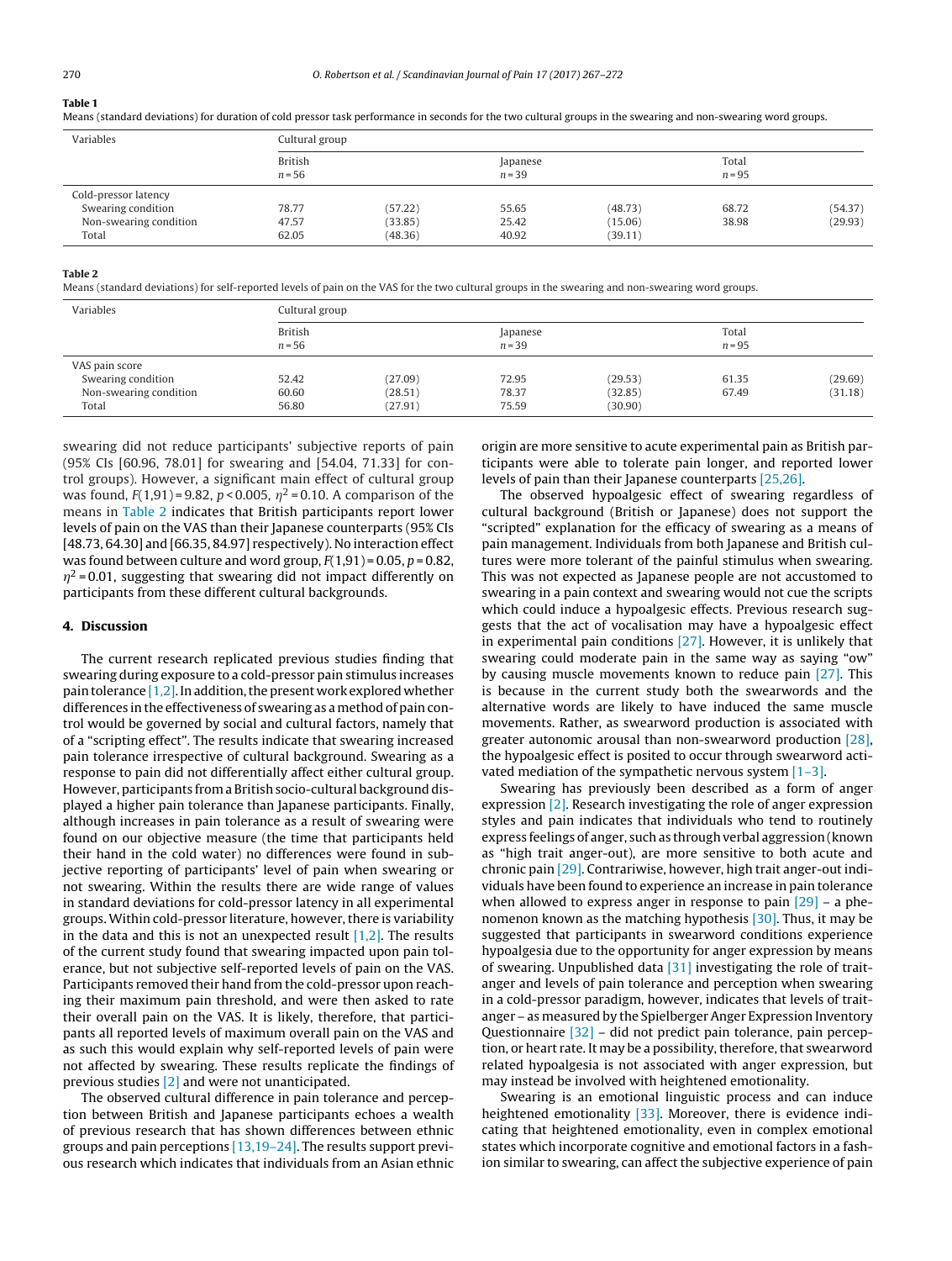**Table 1**

Means (standard deviations) for duration of cold pressor task performance in seconds for the two cultural groups in the swearing and non-swearing word groups.

| Variables | Cultural group | | | | | |
|---|---|---|---|---|---|---|
| | British $n = 56$ | | Japanese $n = 39$ | | Total $n = 95$ | |
| Cold-pressor latency | | | | | | |
| Swearing condition | 78.77 | (57.22) | 55.65 | (48.73) | 68.72 | (54.37) |
| Non-swearing condition | 47.57 | (33.85) | 25.42 | (15.06) | 38.98 | (29.93) |
| Total | 62.05 | (48.36) | 40.92 | (39.11) | | |

**Table 2**

Means (standard deviations) for self-reported levels of pain on the VAS for the two cultural groups in the swearing and non-swearing word groups.

| Variables | Cultural group | | | | | |
|---|---|---|---|---|---|---|
| | British $n = 56$ | | Japanese $n = 39$ | | Total $n = 95$ | |
| VAS pain score | | | | | | |
| Swearing condition | 52.42 | (27.09) | 72.95 | (29.53) | 61.35 | (29.69) |
| Non-swearing condition | 60.60 | (28.51) | 78.37 | (32.85) | 67.49 | (31.18) |
| Total | 56.80 | (27.91) | 75.59 | (30.90) | | |

swearing did not reduce participants' subjective reports of pain (95% CIs [60.96, 78.01] for swearing and [54.04, 71.33] for control groups). However, a significant main effect of cultural group was found, $F(1,91) = 9.82$, $p < 0.005$, $\eta^2 = 0.10$. A comparison of the means in Table 2 indicates that British participants report lower levels of pain on the VAS than their Japanese counterparts (95% CIs [48.73, 64.30] and [66.35, 84.97] respectively). No interaction effect was found between culture and word group, $F(1,91) = 0.05$, $p = 0.82$, $\eta^2 = 0.01$, suggesting that swearing did not impact differently on participants from these different cultural backgrounds.

## 4. Discussion

The current research replicated previous studies finding that swearing during exposure to a cold-pressor pain stimulus increases pain tolerance [1,2]. In addition, the present work explored whether differences in the effectiveness of swearing as a method of pain control would be governed by social and cultural factors, namely that of a "scripting effect". The results indicate that swearing increased pain tolerance irrespective of cultural background. Swearing as a response to pain did not differentially affect either cultural group. However, participants from a British socio-cultural background displayed a higher pain tolerance than Japanese participants. Finally, although increases in pain tolerance as a result of swearing were found on our objective measure (the time that participants held their hand in the cold water) no differences were found in subjective reporting of participants' level of pain when swearing or not swearing. Within the results there are wide range of values in standard deviations for cold-pressor latency in all experimental groups. Within cold-pressor literature, however, there is variability in the data and this is not an unexpected result [1,2]. The results of the current study found that swearing impacted upon pain tolerance, but not subjective self-reported levels of pain on the VAS. Participants removed their hand from the cold-pressor upon reaching their maximum pain threshold, and were then asked to rate their overall pain on the VAS. It is likely, therefore, that participants all reported levels of maximum overall pain on the VAS and as such this would explain why self-reported levels of pain were not affected by swearing. These results replicate the findings of previous studies [2] and were not unanticipated.

The observed cultural difference in pain tolerance and perception between British and Japanese participants echoes a wealth of previous research that has shown differences between ethnic groups and pain perceptions [13,19–24]. The results support previous research which indicates that individuals from an Asian ethnic origin are more sensitive to acute experimental pain as British participants were able to tolerate pain longer, and reported lower levels of pain than their Japanese counterparts [25,26].

The observed hypoalgesic effect of swearing regardless of cultural background (British or Japanese) does not support the "scripted" explanation for the efficacy of swearing as a means of pain management. Individuals from both Japanese and British cultures were more tolerant of the painful stimulus when swearing. This was not expected as Japanese people are not accustomed to swearing in a pain context and swearing would not cue the scripts which could induce a hypoalgesic effects. Previous research suggests that the act of vocalisation may have a hypoalgesic effect in experimental pain conditions [27]. However, it is unlikely that swearing could moderate pain in the same way as saying "ow" by causing muscle movements known to reduce pain [27]. This is because in the current study both the swearwords and the alternative words are likely to have induced the same muscle movements. Rather, as swearword production is associated with greater autonomic arousal than non-swearword production [28], the hypoalgesic effect is posited to occur through swearword activated mediation of the sympathetic nervous system [1–3].

Swearing has previously been described as a form of anger expression [2]. Research investigating the role of anger expression styles and pain indicates that individuals who tend to routinely express feelings of anger, such as through verbal aggression (known as "high trait anger-out), are more sensitive to both acute and chronic pain [29]. Contrariwise, however, high trait anger-out individuals have been found to experience an increase in pain tolerance when allowed to express anger in response to pain [29] – a phenomenon known as the matching hypothesis [30]. Thus, it may be suggested that participants in swearword conditions experience hypoalgesia due to the opportunity for anger expression by means of swearing. Unpublished data [31] investigating the role of trait-anger and levels of pain tolerance and perception when swearing in a cold-pressor paradigm, however, indicates that levels of trait-anger – as measured by the Spielberger Anger Expression Inventory Questionnaire [32] – did not predict pain tolerance, pain perception, or heart rate. It may be a possibility, therefore, that swearword related hypoalgesia is not associated with anger expression, but may instead be involved with heightened emotionality.

Swearing is an emotional linguistic process and can induce heightened emotionality [33]. Moreover, there is evidence indicating that heightened emotionality, even in complex emotional states which incorporate cognitive and emotional factors in a fashion similar to swearing, can affect the subjective experience of pain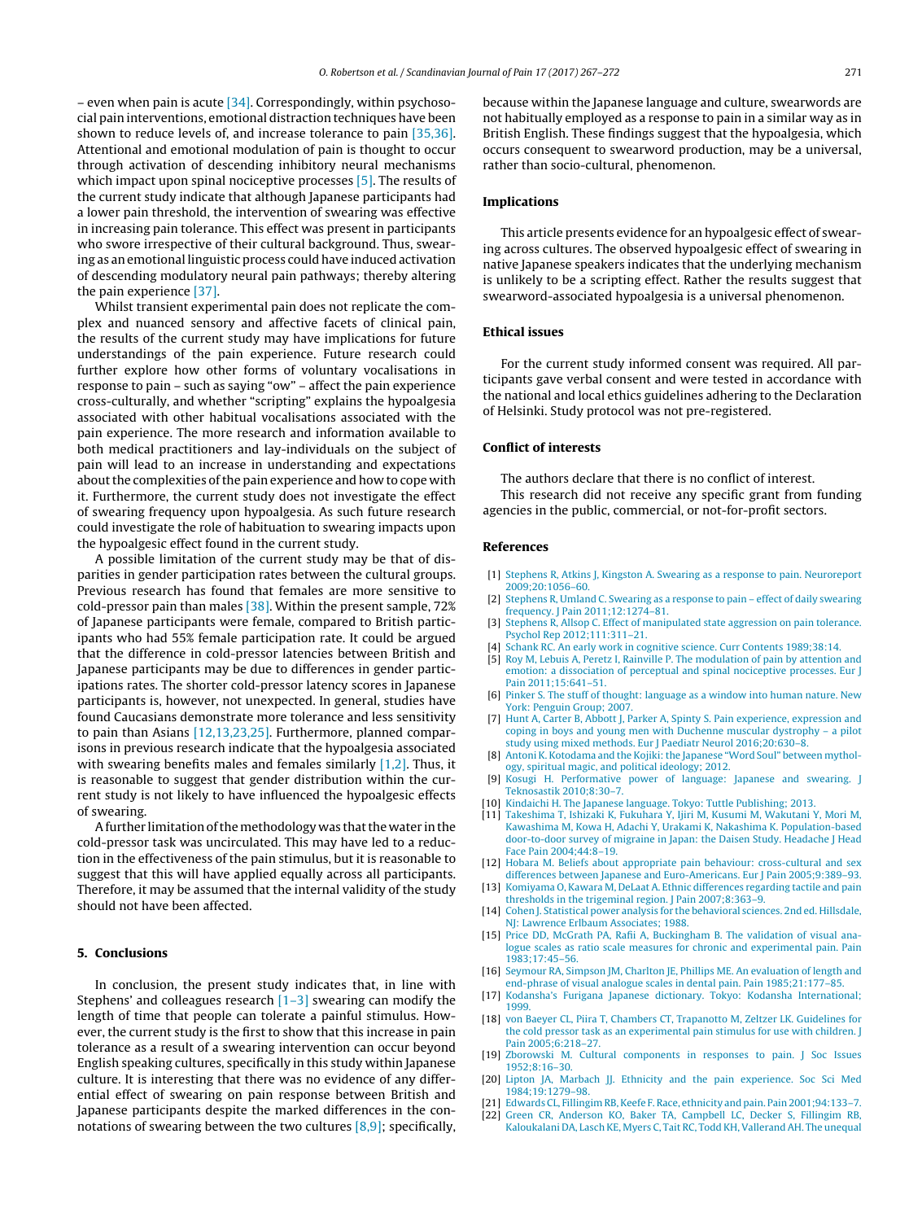– even when pain is acute [34]. Correspondingly, within psychosocial pain interventions, emotional distraction techniques have been shown to reduce levels of, and increase tolerance to pain [35,36]. Attentional and emotional modulation of pain is thought to occur through activation of descending inhibitory neural mechanisms which impact upon spinal nociceptive processes [5]. The results of the current study indicate that although Japanese participants had a lower pain threshold, the intervention of swearing was effective in increasing pain tolerance. This effect was present in participants who swore irrespective of their cultural background. Thus, swearing as an emotional linguistic process could have induced activation of descending modulatory neural pain pathways; thereby altering the pain experience [37].

Whilst transient experimental pain does not replicate the complex and nuanced sensory and affective facets of clinical pain, the results of the current study may have implications for future understandings of the pain experience. Future research could further explore how other forms of voluntary vocalisations in response to pain – such as saying "ow" – affect the pain experience cross-culturally, and whether "scripting" explains the hypoalgesia associated with other habitual vocalisations associated with the pain experience. The more research and information available to both medical practitioners and lay-individuals on the subject of pain will lead to an increase in understanding and expectations about the complexities of the pain experience and how to cope with it. Furthermore, the current study does not investigate the effect of swearing frequency upon hypoalgesia. As such future research could investigate the role of habituation to swearing impacts upon the hypoalgesic effect found in the current study.

A possible limitation of the current study may be that of disparities in gender participation rates between the cultural groups. Previous research has found that females are more sensitive to cold-pressor pain than males [38]. Within the present sample, 72% of Japanese participants were female, compared to British participants who had 55% female participation rate. It could be argued that the difference in cold-pressor latencies between British and Japanese participants may be due to differences in gender participations rates. The shorter cold-pressor latency scores in Japanese participants is, however, not unexpected. In general, studies have found Caucasians demonstrate more tolerance and less sensitivity to pain than Asians [12,13,23,25]. Furthermore, planned comparisons in previous research indicate that the hypoalgesia associated with swearing benefits males and females similarly [1,2]. Thus, it is reasonable to suggest that gender distribution within the current study is not likely to have influenced the hypoalgesic effects of swearing.

A further limitation of the methodology was that the water in the cold-pressor task was uncirculated. This may have led to a reduction in the effectiveness of the pain stimulus, but it is reasonable to suggest that this will have applied equally across all participants. Therefore, it may be assumed that the internal validity of the study should not have been affected.

## 5. Conclusions

In conclusion, the present study indicates that, in line with Stephens' and colleagues research [1–3] swearing can modify the length of time that people can tolerate a painful stimulus. However, the current study is the first to show that this increase in pain tolerance as a result of a swearing intervention can occur beyond English speaking cultures, specifically in this study within Japanese culture. It is interesting that there was no evidence of any differential effect of swearing on pain response between British and Japanese participants despite the marked differences in the connotations of swearing between the two cultures [8,9]; specifically, because within the Japanese language and culture, swearwords are not habitually employed as a response to pain in a similar way as in British English. These findings suggest that the hypoalgesia, which occurs consequent to swearword production, may be a universal, rather than socio-cultural, phenomenon.

## Implications

This article presents evidence for an hypoalgesic effect of swearing across cultures. The observed hypoalgesic effect of swearing in native Japanese speakers indicates that the underlying mechanism is unlikely to be a scripting effect. Rather the results suggest that swearword-associated hypoalgesia is a universal phenomenon.

## Ethical issues

For the current study informed consent was required. All participants gave verbal consent and were tested in accordance with the national and local ethics guidelines adhering to the Declaration of Helsinki. Study protocol was not pre-registered.

## Conflict of interests

The authors declare that there is no conflict of interest.

This research did not receive any specific grant from funding agencies in the public, commercial, or not-for-profit sectors.

## References

[1] Stephens R, Atkins J, Kingston A. Swearing as a response to pain. Neuroreport 2009;20:1056–60.

[2] Stephens R, Umland C. Swearing as a response to pain – effect of daily swearing frequency. J Pain 2011;12:1274–81.

[3] Stephens R, Allsop C. Effect of manipulated state aggression on pain tolerance. Psychol Rep 2012;111:311–21.

[4] Schank RC. An early work in cognitive science. Curr Contents 1989;38:14.

[5] Roy M, Lebuis A, Peretz I, Rainville P. The modulation of pain by attention and emotion: a dissociation of perceptual and spinal nociceptive processes. Eur J Pain 2011;15:641–51.

[6] Pinker S. The stuff of thought: language as a window into human nature. New York: Penguin Group; 2007.

[7] Hunt A, Carter B, Abbott J, Parker A, Spinty S. Pain experience, expression and coping in boys and young men with Duchenne muscular dystrophy – a pilot study using mixed methods. Eur J Paediatr Neurol 2016;20:630–8.

[8] Antoni K. Kotodama and the Kojiki: the Japanese "Word Soul" between mythology, spiritual magic, and political ideology; 2012.

[9] Kosugi H. Performative power of language: Japanese and swearing. J Teknosastik 2010;8:30–7.

[10] Kindaichi H. The Japanese language. Tokyo: Tuttle Publishing; 2013.

[11] Takeshima T, Ishizaki K, Fukuhara Y, Ijiri M, Kusumi M, Wakutani Y, Mori M, Kawashima M, Kowa H, Adachi Y, Urakami K, Nakashima K. Population-based door-to-door survey of migraine in Japan: the Daisen Study. Headache J Head Face Pain 2004;44:8–19.

[12] Hobara M. Beliefs about appropriate pain behaviour: cross-cultural and sex differences between Japanese and Euro-Americans. Eur J Pain 2005;9:389–93.

[13] Komiyama O, Kawara M, DeLaat A. Ethnic differences regarding tactile and pain thresholds in the trigeminal region. J Pain 2007;8:363–9.

[14] Cohen J. Statistical power analysis for the behavioral sciences. 2nd ed. Hillsdale, NJ: Lawrence Erlbaum Associates; 1988.

[15] Price DD, McGrath PA, Rafii A, Buckingham B. The validation of visual analogue scales as ratio scale measures for chronic and experimental pain. Pain 1983;17:45–56.

[16] Seymour RA, Simpson JM, Charlton JE, Phillips ME. An evaluation of length and end-phrase of visual analogue scales in dental pain. Pain 1985;21:177–85.

[17] Kodansha's Furigana Japanese dictionary. Tokyo: Kodansha International; 1999.

[18] von Baeyer CL, Piira T, Chambers CT, Trapanotto M, Zeltzer LK. Guidelines for the cold pressor task as an experimental pain stimulus for use with children. J Pain 2005;6:218–27.

[19] Zborowski M. Cultural components in responses to pain. J Soc Issues 1952;8:16–30.

[20] Lipton JA, Marbach JJ. Ethnicity and the pain experience. Soc Sci Med 1984;19:1279–98.

[21] Edwards CL, Fillingim RB, Keefe F. Race, ethnicity and pain. Pain 2001;94:133–7.

[22] Green CR, Anderson KO, Baker TA, Campbell LC, Decker S, Fillingim RB, Kaloukalani DA, Lasch KE, Myers C, Tait RC, Todd KH, Vallerand AH. The unequal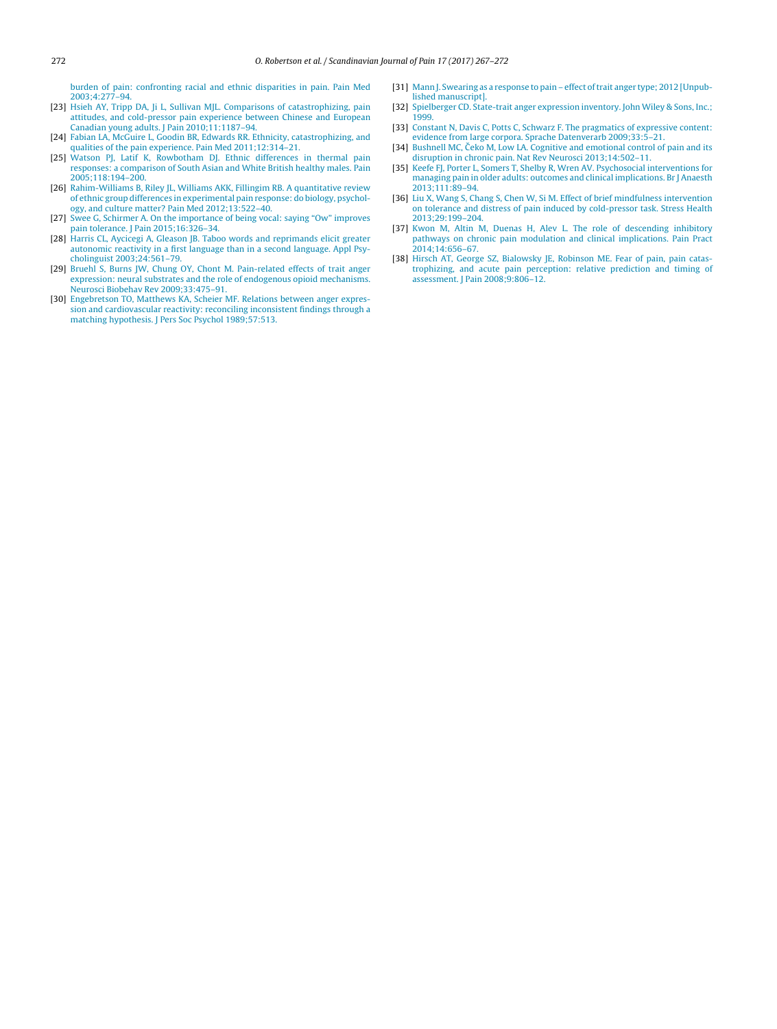burden of pain: confronting racial and ethnic disparities in pain. Pain Med 2003;4:277–94.

[23] Hsieh AY, Tripp DA, Ji L, Sullivan MJL. Comparisons of catastrophizing, pain attitudes, and cold-pressor pain experience between Chinese and European Canadian young adults. J Pain 2010;11:1187–94.

[24] Fabian LA, McGuire L, Goodin BR, Edwards RR. Ethnicity, catastrophizing, and qualities of the pain experience. Pain Med 2011;12:314–21.

[25] Watson PJ, Latif K, Rowbotham DJ. Ethnic differences in thermal pain responses: a comparison of South Asian and White British healthy males. Pain 2005;118:194–200.

[26] Rahim-Williams B, Riley JL, Williams AKK, Fillingim RB. A quantitative review of ethnic group differences in experimental pain response: do biology, psychology, and culture matter? Pain Med 2012;13:522–40.

[27] Swee G, Schirmer A. On the importance of being vocal: saying "Ow" improves pain tolerance. J Pain 2015;16:326–34.

[28] Harris CL, Aycicegi A, Gleason JB. Taboo words and reprimands elicit greater autonomic reactivity in a first language than in a second language. Appl Psycholinguist 2003;24:561–79.

[29] Bruehl S, Burns JW, Chung OY, Chont M. Pain-related effects of trait anger expression: neural substrates and the role of endogenous opioid mechanisms. Neurosci Biobehav Rev 2009;33:475–91.

[30] Engebretson TO, Matthews KA, Scheier MF. Relations between anger expression and cardiovascular reactivity: reconciling inconsistent findings through a matching hypothesis. J Pers Soc Psychol 1989;57:513.

[31] Mann J. Swearing as a response to pain – effect of trait anger type; 2012 [Unpublished manuscript].

[32] Spielberger CD. State-trait anger expression inventory. John Wiley & Sons, Inc.; 1999.

[33] Constant N, Davis C, Potts C, Schwarz F. The pragmatics of expressive content: evidence from large corpora. Sprache Datenverarb 2009;33:5–21.

[34] Bushnell MC, Čeko M, Low LA. Cognitive and emotional control of pain and its disruption in chronic pain. Nat Rev Neurosci 2013;14:502–11.

[35] Keefe FJ, Porter L, Somers T, Shelby R, Wren AV. Psychosocial interventions for managing pain in older adults: outcomes and clinical implications. Br J Anaesth 2013;111:89–94.

[36] Liu X, Wang S, Chang S, Chen W, Si M. Effect of brief mindfulness intervention on tolerance and distress of pain induced by cold-pressor task. Stress Health 2013;29:199–204.

[37] Kwon M, Altin M, Duenas H, Alev L. The role of descending inhibitory pathways on chronic pain modulation and clinical implications. Pain Pract 2014;14:656–67.

[38] Hirsch AT, George SZ, Bialowsky JE, Robinson ME. Fear of pain, pain catastrophizing, and acute pain perception: relative prediction and timing of assessment. J Pain 2008;9:806–12.